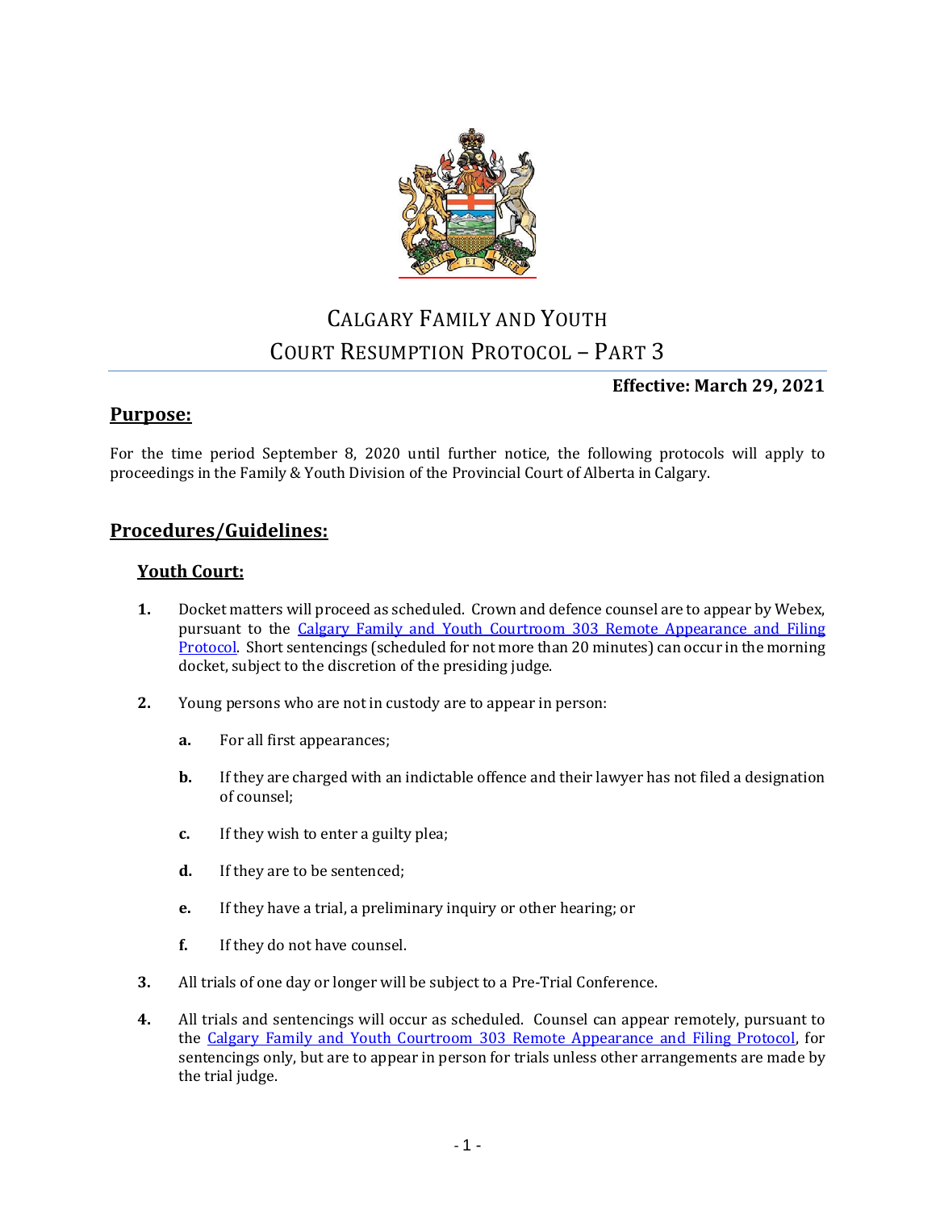# Calgary Family and Youth Court Resumption Protocol – Part 3

**Effective: March 29, 2021**

## Purpose:

For the time period September 8, 2020 until further notice, the following protocols will apply to proceedings in the Family & Youth Division of the Provincial Court of Alberta in Calgary.

## Procedures/Guidelines:

### Youth Court:

1. Docket matters will proceed as scheduled. Crown and defence counsel are to appear by Webex, pursuant to the Calgary Family and Youth Courtroom 303 Remote Appearance and Filing Protocol. Short sentencings (scheduled for not more than 20 minutes) can occur in the morning docket, subject to the discretion of the presiding judge.

2. Young persons who are not in custody are to appear in person:

   a. For all first appearances;

   b. If they are charged with an indictable offence and their lawyer has not filed a designation of counsel;

   c. If they wish to enter a guilty plea;

   d. If they are to be sentenced;

   e. If they have a trial, a preliminary inquiry or other hearing; or

   f. If they do not have counsel.

3. All trials of one day or longer will be subject to a Pre-Trial Conference.

4. All trials and sentencings will occur as scheduled. Counsel can appear remotely, pursuant to the Calgary Family and Youth Courtroom 303 Remote Appearance and Filing Protocol, for sentencings only, but are to appear in person for trials unless other arrangements are made by the trial judge.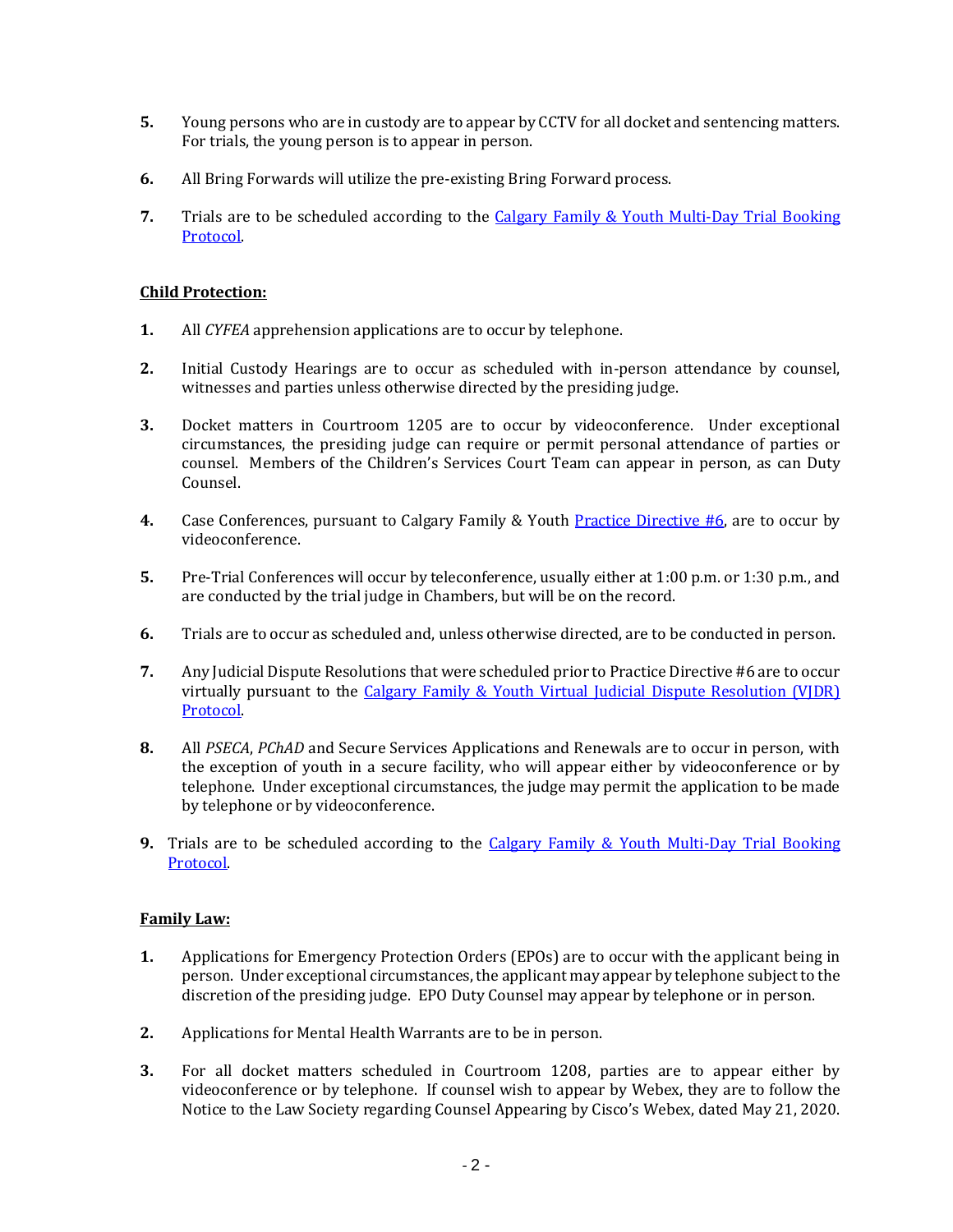5. Young persons who are in custody are to appear by CCTV for all docket and sentencing matters. For trials, the young person is to appear in person.

6. All Bring Forwards will utilize the pre-existing Bring Forward process.

7. Trials are to be scheduled according to the Calgary Family & Youth Multi-Day Trial Booking Protocol.

**Child Protection:**

1. All *CYFEA* apprehension applications are to occur by telephone.

2. Initial Custody Hearings are to occur as scheduled with in-person attendance by counsel, witnesses and parties unless otherwise directed by the presiding judge.

3. Docket matters in Courtroom 1205 are to occur by videoconference. Under exceptional circumstances, the presiding judge can require or permit personal attendance of parties or counsel. Members of the Children's Services Court Team can appear in person, as can Duty Counsel.

4. Case Conferences, pursuant to Calgary Family & Youth Practice Directive #6, are to occur by videoconference.

5. Pre-Trial Conferences will occur by teleconference, usually either at 1:00 p.m. or 1:30 p.m., and are conducted by the trial judge in Chambers, but will be on the record.

6. Trials are to occur as scheduled and, unless otherwise directed, are to be conducted in person.

7. Any Judicial Dispute Resolutions that were scheduled prior to Practice Directive #6 are to occur virtually pursuant to the Calgary Family & Youth Virtual Judicial Dispute Resolution (VJDR) Protocol.

8. All *PSECA*, *PChAD* and Secure Services Applications and Renewals are to occur in person, with the exception of youth in a secure facility, who will appear either by videoconference or by telephone. Under exceptional circumstances, the judge may permit the application to be made by telephone or by videoconference.

9. Trials are to be scheduled according to the Calgary Family & Youth Multi-Day Trial Booking Protocol.

**Family Law:**

1. Applications for Emergency Protection Orders (EPOs) are to occur with the applicant being in person. Under exceptional circumstances, the applicant may appear by telephone subject to the discretion of the presiding judge. EPO Duty Counsel may appear by telephone or in person.

2. Applications for Mental Health Warrants are to be in person.

3. For all docket matters scheduled in Courtroom 1208, parties are to appear either by videoconference or by telephone. If counsel wish to appear by Webex, they are to follow the Notice to the Law Society regarding Counsel Appearing by Cisco's Webex, dated May 21, 2020.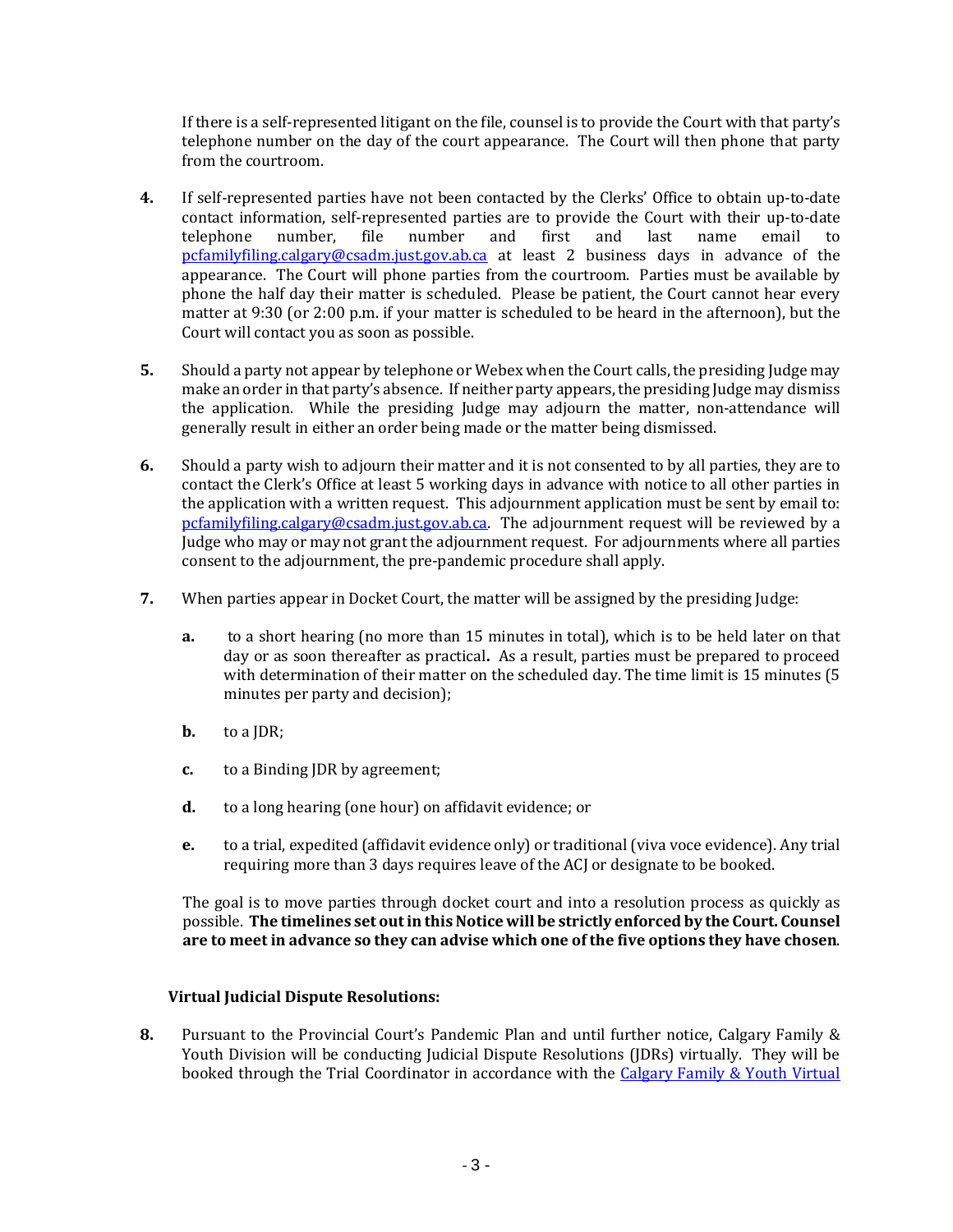If there is a self-represented litigant on the file, counsel is to provide the Court with that party's telephone number on the day of the court appearance. The Court will then phone that party from the courtroom.

**4.** If self-represented parties have not been contacted by the Clerks' Office to obtain up-to-date contact information, self-represented parties are to provide the Court with their up-to-date telephone number, file number and first and last name email to pcfamilyfiling.calgary@csadm.just.gov.ab.ca at least 2 business days in advance of the appearance. The Court will phone parties from the courtroom. Parties must be available by phone the half day their matter is scheduled. Please be patient, the Court cannot hear every matter at 9:30 (or 2:00 p.m. if your matter is scheduled to be heard in the afternoon), but the Court will contact you as soon as possible.

**5.** Should a party not appear by telephone or Webex when the Court calls, the presiding Judge may make an order in that party's absence. If neither party appears, the presiding Judge may dismiss the application. While the presiding Judge may adjourn the matter, non-attendance will generally result in either an order being made or the matter being dismissed.

**6.** Should a party wish to adjourn their matter and it is not consented to by all parties, they are to contact the Clerk's Office at least 5 working days in advance with notice to all other parties in the application with a written request. This adjournment application must be sent by email to: pcfamilyfiling.calgary@csadm.just.gov.ab.ca. The adjournment request will be reviewed by a Judge who may or may not grant the adjournment request. For adjournments where all parties consent to the adjournment, the pre-pandemic procedure shall apply.

**7.** When parties appear in Docket Court, the matter will be assigned by the presiding Judge:

- **a.** to a short hearing (no more than 15 minutes in total), which is to be held later on that day or as soon thereafter as practical**.** As a result, parties must be prepared to proceed with determination of their matter on the scheduled day. The time limit is 15 minutes (5 minutes per party and decision);
- **b.** to a JDR;
- **c.** to a Binding JDR by agreement;
- **d.** to a long hearing (one hour) on affidavit evidence; or
- **e.** to a trial, expedited (affidavit evidence only) or traditional (viva voce evidence). Any trial requiring more than 3 days requires leave of the ACJ or designate to be booked.

The goal is to move parties through docket court and into a resolution process as quickly as possible. **The timelines set out in this Notice will be strictly enforced by the Court. Counsel are to meet in advance so they can advise which one of the five options they have chosen**.

**Virtual Judicial Dispute Resolutions:**

**8.** Pursuant to the Provincial Court's Pandemic Plan and until further notice, Calgary Family & Youth Division will be conducting Judicial Dispute Resolutions (JDRs) virtually. They will be booked through the Trial Coordinator in accordance with the Calgary Family & Youth Virtual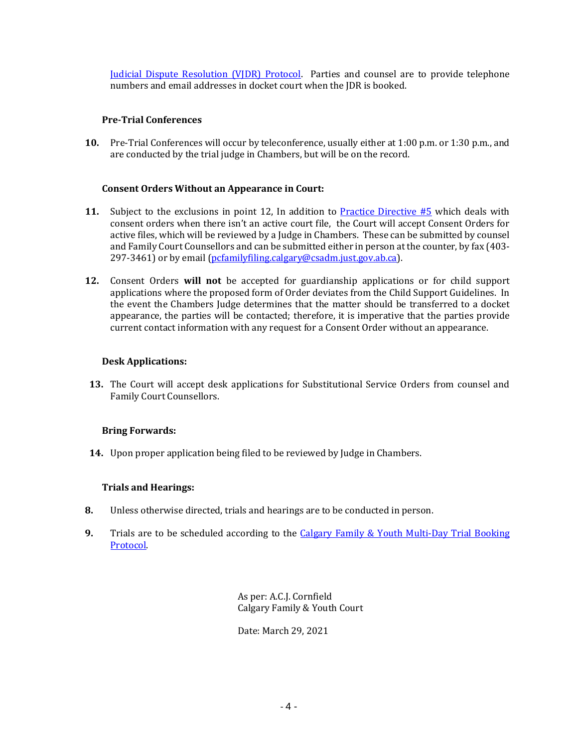[Judicial Dispute Resolution (VJDR) Protocol]. Parties and counsel are to provide telephone numbers and email addresses in docket court when the JDR is booked.

**Pre-Trial Conferences**

**10.** Pre-Trial Conferences will occur by teleconference, usually either at 1:00 p.m. or 1:30 p.m., and are conducted by the trial judge in Chambers, but will be on the record.

**Consent Orders Without an Appearance in Court:**

**11.** Subject to the exclusions in point 12, In addition to Practice Directive #5 which deals with consent orders when there isn't an active court file, the Court will accept Consent Orders for active files, which will be reviewed by a Judge in Chambers. These can be submitted by counsel and Family Court Counsellors and can be submitted either in person at the counter, by fax (403-297-3461) or by email (pcfamilyfiling.calgary@csadm.just.gov.ab.ca).

**12.** Consent Orders **will not** be accepted for guardianship applications or for child support applications where the proposed form of Order deviates from the Child Support Guidelines. In the event the Chambers Judge determines that the matter should be transferred to a docket appearance, the parties will be contacted; therefore, it is imperative that the parties provide current contact information with any request for a Consent Order without an appearance.

**Desk Applications:**

**13.** The Court will accept desk applications for Substitutional Service Orders from counsel and Family Court Counsellors.

**Bring Forwards:**

**14.** Upon proper application being filed to be reviewed by Judge in Chambers.

**Trials and Hearings:**

**8.** Unless otherwise directed, trials and hearings are to be conducted in person.

**9.** Trials are to be scheduled according to the Calgary Family & Youth Multi-Day Trial Booking Protocol.

As per: A.C.J. Cornfield
Calgary Family & Youth Court

Date: March 29, 2021